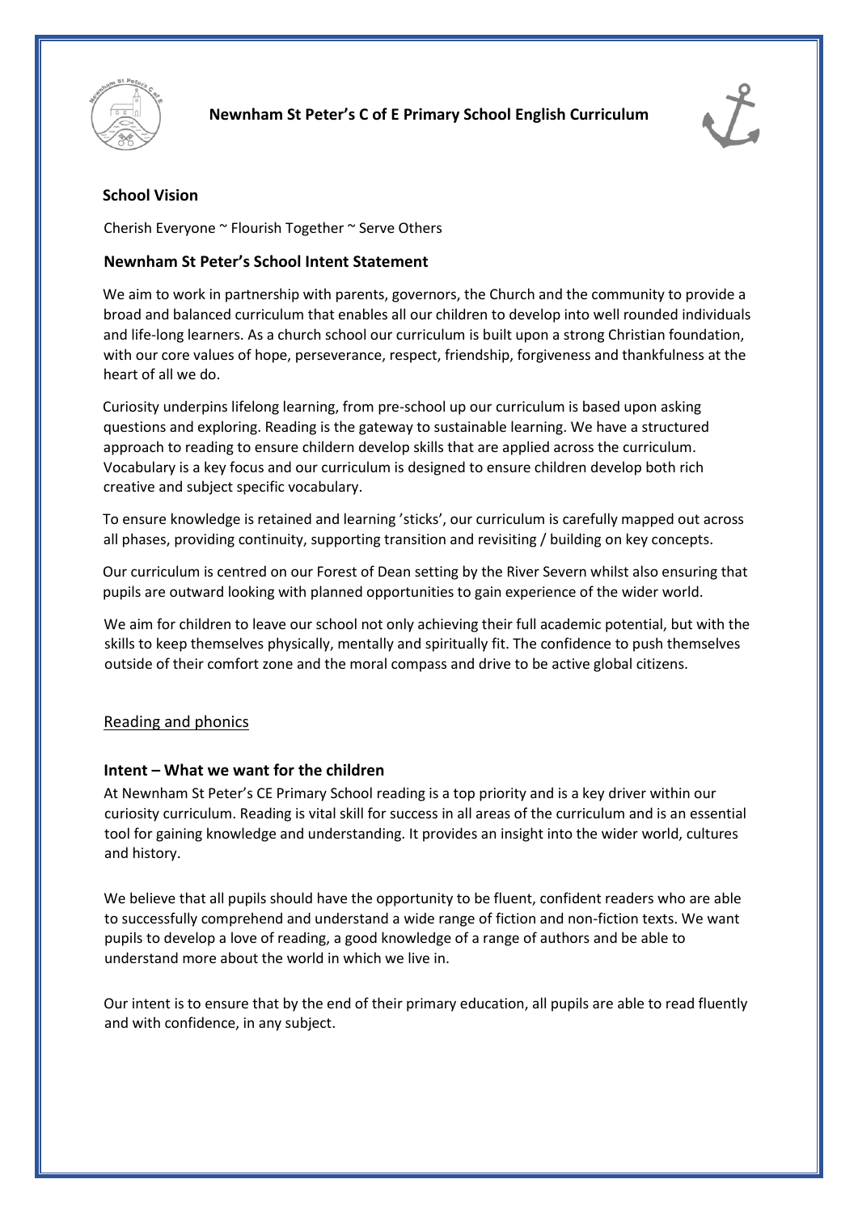# Newnham St Peter's C of E Primary School English Curriculum

## School Vision

Cherish Everyone ~ Flourish Together ~ Serve Others

## Newnham St Peter's School Intent Statement

We aim to work in partnership with parents, governors, the Church and the community to provide a broad and balanced curriculum that enables all our children to develop into well rounded individuals and life-long learners. As a church school our curriculum is built upon a strong Christian foundation, with our core values of hope, perseverance, respect, friendship, forgiveness and thankfulness at the heart of all we do.

Curiosity underpins lifelong learning, from pre-school up our curriculum is based upon asking questions and exploring. Reading is the gateway to sustainable learning. We have a structured approach to reading to ensure childern develop skills that are applied across the curriculum. Vocabulary is a key focus and our curriculum is designed to ensure children develop both rich creative and subject specific vocabulary.

To ensure knowledge is retained and learning 'sticks', our curriculum is carefully mapped out across all phases, providing continuity, supporting transition and revisiting / building on key concepts.

Our curriculum is centred on our Forest of Dean setting by the River Severn whilst also ensuring that pupils are outward looking with planned opportunities to gain experience of the wider world.

We aim for children to leave our school not only achieving their full academic potential, but with the skills to keep themselves physically, mentally and spiritually fit. The confidence to push themselves outside of their comfort zone and the moral compass and drive to be active global citizens.

## Reading and phonics

### Intent – What we want for the children

At Newnham St Peter's CE Primary School reading is a top priority and is a key driver within our curiosity curriculum. Reading is vital skill for success in all areas of the curriculum and is an essential tool for gaining knowledge and understanding. It provides an insight into the wider world, cultures and history.

We believe that all pupils should have the opportunity to be fluent, confident readers who are able to successfully comprehend and understand a wide range of fiction and non-fiction texts. We want pupils to develop a love of reading, a good knowledge of a range of authors and be able to understand more about the world in which we live in.

Our intent is to ensure that by the end of their primary education, all pupils are able to read fluently and with confidence, in any subject.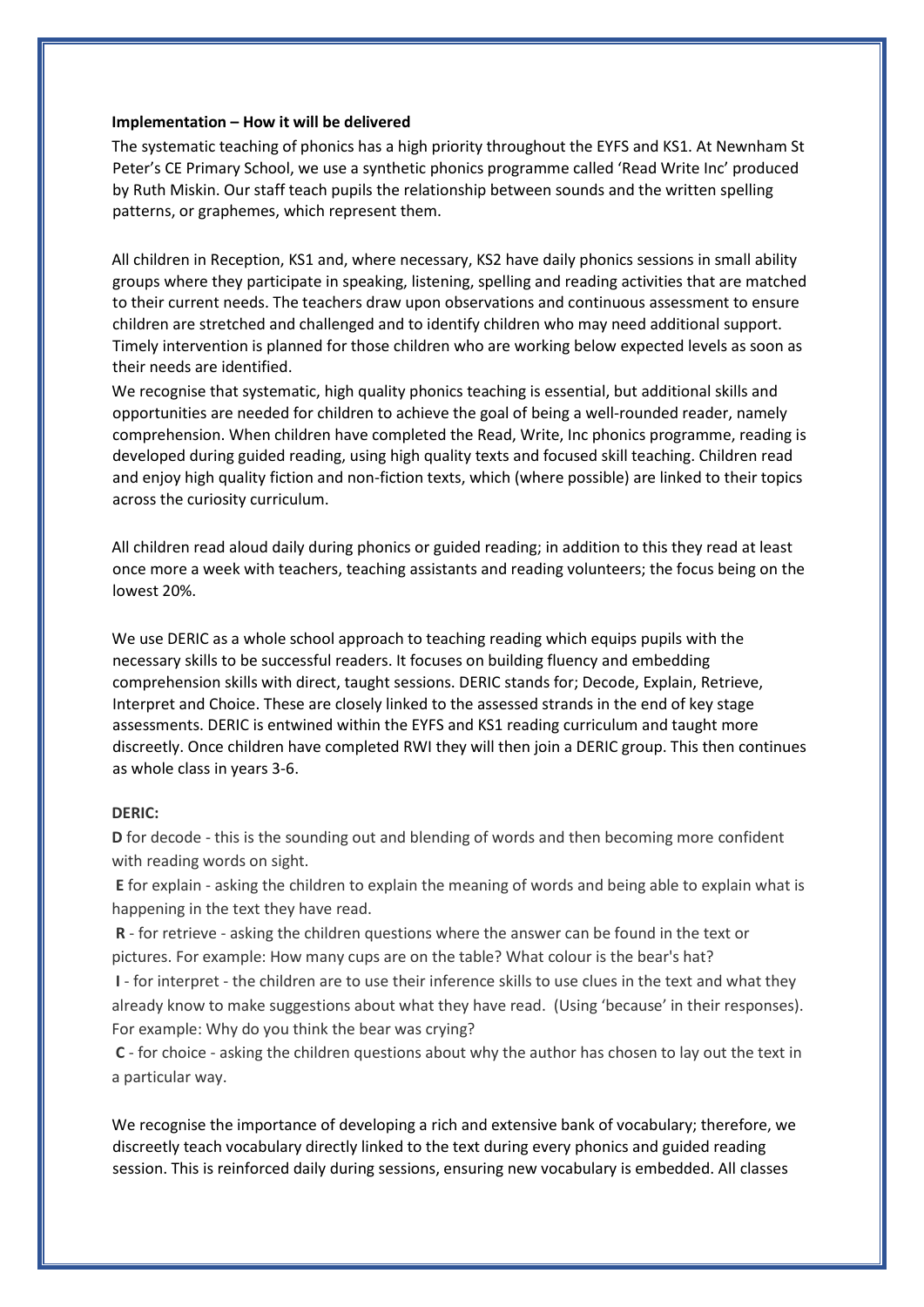**Implementation – How it will be delivered**

The systematic teaching of phonics has a high priority throughout the EYFS and KS1. At Newnham St Peter's CE Primary School, we use a synthetic phonics programme called 'Read Write Inc' produced by Ruth Miskin. Our staff teach pupils the relationship between sounds and the written spelling patterns, or graphemes, which represent them.

All children in Reception, KS1 and, where necessary, KS2 have daily phonics sessions in small ability groups where they participate in speaking, listening, spelling and reading activities that are matched to their current needs. The teachers draw upon observations and continuous assessment to ensure children are stretched and challenged and to identify children who may need additional support. Timely intervention is planned for those children who are working below expected levels as soon as their needs are identified.

We recognise that systematic, high quality phonics teaching is essential, but additional skills and opportunities are needed for children to achieve the goal of being a well-rounded reader, namely comprehension. When children have completed the Read, Write, Inc phonics programme, reading is developed during guided reading, using high quality texts and focused skill teaching. Children read and enjoy high quality fiction and non-fiction texts, which (where possible) are linked to their topics across the curiosity curriculum.

All children read aloud daily during phonics or guided reading; in addition to this they read at least once more a week with teachers, teaching assistants and reading volunteers; the focus being on the lowest 20%.

We use DERIC as a whole school approach to teaching reading which equips pupils with the necessary skills to be successful readers. It focuses on building fluency and embedding comprehension skills with direct, taught sessions. DERIC stands for; Decode, Explain, Retrieve, Interpret and Choice. These are closely linked to the assessed strands in the end of key stage assessments. DERIC is entwined within the EYFS and KS1 reading curriculum and taught more discreetly. Once children have completed RWI they will then join a DERIC group. This then continues as whole class in years 3-6.

**DERIC:**

**D** for decode - this is the sounding out and blending of words and then becoming more confident with reading words on sight.

**E** for explain - asking the children to explain the meaning of words and being able to explain what is happening in the text they have read.

**R** - for retrieve - asking the children questions where the answer can be found in the text or pictures. For example: How many cups are on the table? What colour is the bear's hat?

**I** - for interpret - the children are to use their inference skills to use clues in the text and what they already know to make suggestions about what they have read. (Using 'because' in their responses). For example: Why do you think the bear was crying?

**C** - for choice - asking the children questions about why the author has chosen to lay out the text in a particular way.

We recognise the importance of developing a rich and extensive bank of vocabulary; therefore, we discreetly teach vocabulary directly linked to the text during every phonics and guided reading session. This is reinforced daily during sessions, ensuring new vocabulary is embedded. All classes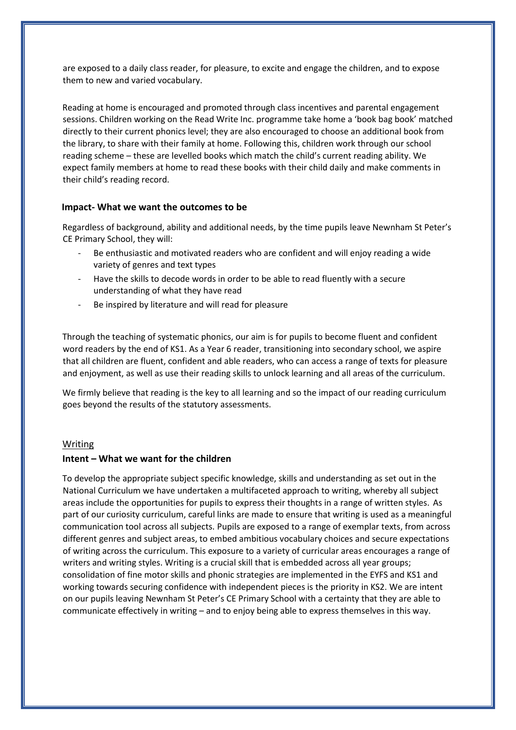are exposed to a daily class reader, for pleasure, to excite and engage the children, and to expose them to new and varied vocabulary.

Reading at home is encouraged and promoted through class incentives and parental engagement sessions. Children working on the Read Write Inc. programme take home a 'book bag book' matched directly to their current phonics level; they are also encouraged to choose an additional book from the library, to share with their family at home. Following this, children work through our school reading scheme – these are levelled books which match the child's current reading ability. We expect family members at home to read these books with their child daily and make comments in their child's reading record.

**Impact- What we want the outcomes to be**

Regardless of background, ability and additional needs, by the time pupils leave Newnham St Peter's CE Primary School, they will:

- Be enthusiastic and motivated readers who are confident and will enjoy reading a wide variety of genres and text types
- Have the skills to decode words in order to be able to read fluently with a secure understanding of what they have read
- Be inspired by literature and will read for pleasure

Through the teaching of systematic phonics, our aim is for pupils to become fluent and confident word readers by the end of KS1. As a Year 6 reader, transitioning into secondary school, we aspire that all children are fluent, confident and able readers, who can access a range of texts for pleasure and enjoyment, as well as use their reading skills to unlock learning and all areas of the curriculum.

We firmly believe that reading is the key to all learning and so the impact of our reading curriculum goes beyond the results of the statutory assessments.

## Writing

**Intent – What we want for the children**

To develop the appropriate subject specific knowledge, skills and understanding as set out in the National Curriculum we have undertaken a multifaceted approach to writing, whereby all subject areas include the opportunities for pupils to express their thoughts in a range of written styles. As part of our curiosity curriculum, careful links are made to ensure that writing is used as a meaningful communication tool across all subjects. Pupils are exposed to a range of exemplar texts, from across different genres and subject areas, to embed ambitious vocabulary choices and secure expectations of writing across the curriculum. This exposure to a variety of curricular areas encourages a range of writers and writing styles. Writing is a crucial skill that is embedded across all year groups; consolidation of fine motor skills and phonic strategies are implemented in the EYFS and KS1 and working towards securing confidence with independent pieces is the priority in KS2. We are intent on our pupils leaving Newnham St Peter's CE Primary School with a certainty that they are able to communicate effectively in writing – and to enjoy being able to express themselves in this way.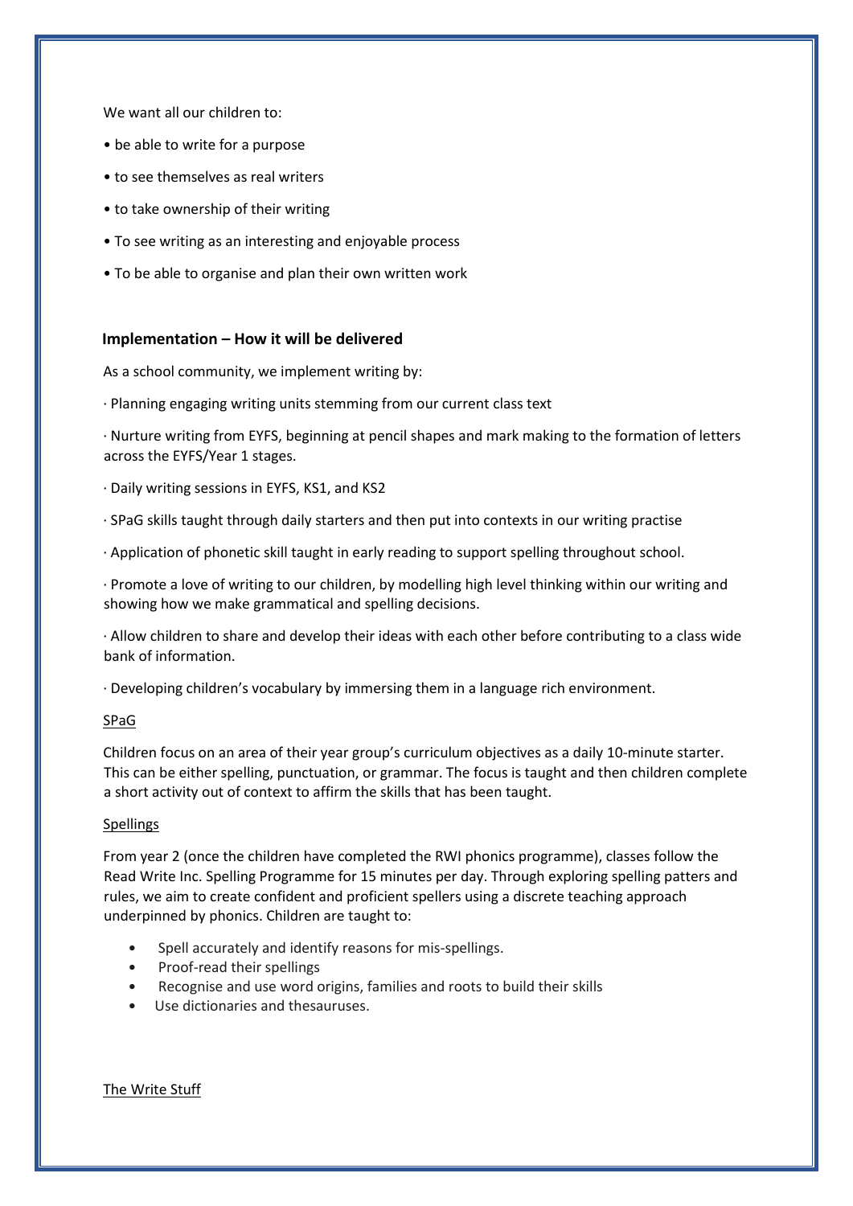We want all our children to:

• be able to write for a purpose

• to see themselves as real writers

• to take ownership of their writing

• To see writing as an interesting and enjoyable process

• To be able to organise and plan their own written work

## Implementation – How it will be delivered

As a school community, we implement writing by:

· Planning engaging writing units stemming from our current class text

· Nurture writing from EYFS, beginning at pencil shapes and mark making to the formation of letters across the EYFS/Year 1 stages.

· Daily writing sessions in EYFS, KS1, and KS2

· SPaG skills taught through daily starters and then put into contexts in our writing practise

· Application of phonetic skill taught in early reading to support spelling throughout school.

· Promote a love of writing to our children, by modelling high level thinking within our writing and showing how we make grammatical and spelling decisions.

· Allow children to share and develop their ideas with each other before contributing to a class wide bank of information.

· Developing children's vocabulary by immersing them in a language rich environment.

<u>SPaG</u>

Children focus on an area of their year group's curriculum objectives as a daily 10-minute starter. This can be either spelling, punctuation, or grammar. The focus is taught and then children complete a short activity out of context to affirm the skills that has been taught.

<u>Spellings</u>

From year 2 (once the children have completed the RWI phonics programme), classes follow the Read Write Inc. Spelling Programme for 15 minutes per day. Through exploring spelling patters and rules, we aim to create confident and proficient spellers using a discrete teaching approach underpinned by phonics. Children are taught to:

- Spell accurately and identify reasons for mis-spellings.
- Proof-read their spellings
- Recognise and use word origins, families and roots to build their skills
- Use dictionaries and thesauruses.

<u>The Write Stuff</u>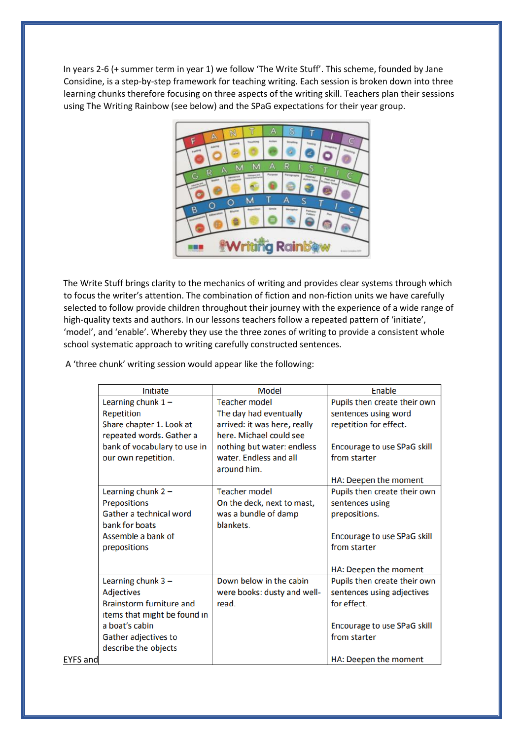In years 2-6 (+ summer term in year 1) we follow 'The Write Stuff'. This scheme, founded by Jane Considine, is a step-by-step framework for teaching writing. Each session is broken down into three learning chunks therefore focusing on three aspects of the writing skill. Teachers plan their sessions using The Writing Rainbow (see below) and the SPaG expectations for their year group.

The Write Stuff brings clarity to the mechanics of writing and provides clear systems through which to focus the writer's attention. The combination of fiction and non-fiction units we have carefully selected to follow provide children throughout their journey with the experience of a wide range of high-quality texts and authors. In our lessons teachers follow a repeated pattern of 'initiate', 'model', and 'enable'. Whereby they use the three zones of writing to provide a consistent whole school systematic approach to writing carefully constructed sentences.

A 'three chunk' writing session would appear like the following:

| Initiate | Model | Enable |
|---|---|---|
| Learning chunk 1 – Repetition<br>Share chapter 1. Look at repeated words. Gather a bank of vocabulary to use in our own repetition. | Teacher model<br>The day had eventually arrived: it was here, really here. Michael could see nothing but water: endless water. Endless and all around him. | Pupils then create their own sentences using word repetition for effect.<br><br>Encourage to use SPaG skill from starter<br><br>HA: Deepen the moment |
| Learning chunk 2 – Prepositions<br>Gather a technical word bank for boats<br>Assemble a bank of prepositions | Teacher model<br>On the deck, next to mast, was a bundle of damp blankets. | Pupils then create their own sentences using prepositions.<br><br>Encourage to use SPaG skill from starter<br><br>HA: Deepen the moment |
| Learning chunk 3 – Adjectives<br>Brainstorm furniture and items that might be found in a boat's cabin<br>Gather adjectives to describe the objects | Down below in the cabin were books: dusty and well-read. | Pupils then create their own sentences using adjectives for effect.<br><br>Encourage to use SPaG skill from starter<br><br>HA: Deepen the moment |

EYFS and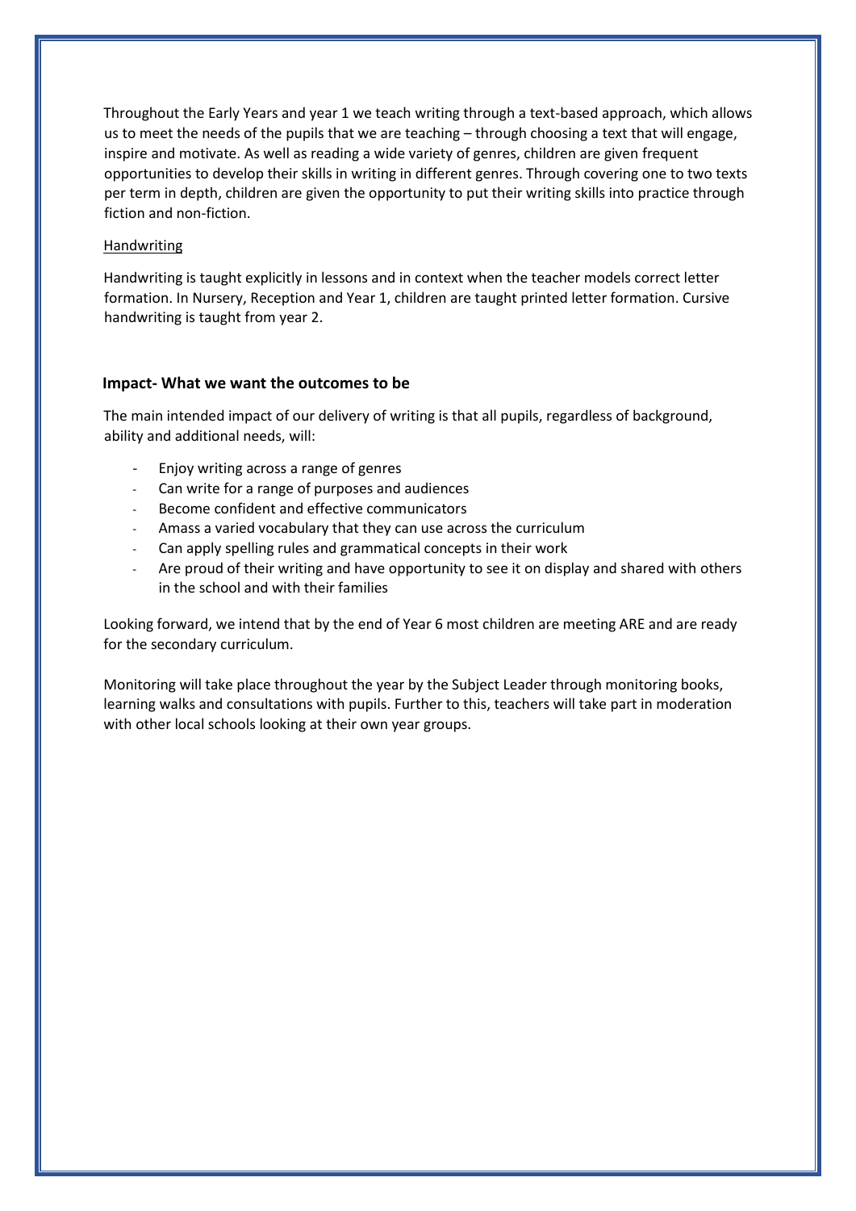Throughout the Early Years and year 1 we teach writing through a text-based approach, which allows us to meet the needs of the pupils that we are teaching – through choosing a text that will engage, inspire and motivate. As well as reading a wide variety of genres, children are given frequent opportunities to develop their skills in writing in different genres. Through covering one to two texts per term in depth, children are given the opportunity to put their writing skills into practice through fiction and non-fiction.

Handwriting

Handwriting is taught explicitly in lessons and in context when the teacher models correct letter formation. In Nursery, Reception and Year 1, children are taught printed letter formation. Cursive handwriting is taught from year 2.

**Impact- What we want the outcomes to be**

The main intended impact of our delivery of writing is that all pupils, regardless of background, ability and additional needs, will:

- Enjoy writing across a range of genres
- Can write for a range of purposes and audiences
- Become confident and effective communicators
- Amass a varied vocabulary that they can use across the curriculum
- Can apply spelling rules and grammatical concepts in their work
- Are proud of their writing and have opportunity to see it on display and shared with others in the school and with their families

Looking forward, we intend that by the end of Year 6 most children are meeting ARE and are ready for the secondary curriculum.

Monitoring will take place throughout the year by the Subject Leader through monitoring books, learning walks and consultations with pupils. Further to this, teachers will take part in moderation with other local schools looking at their own year groups.